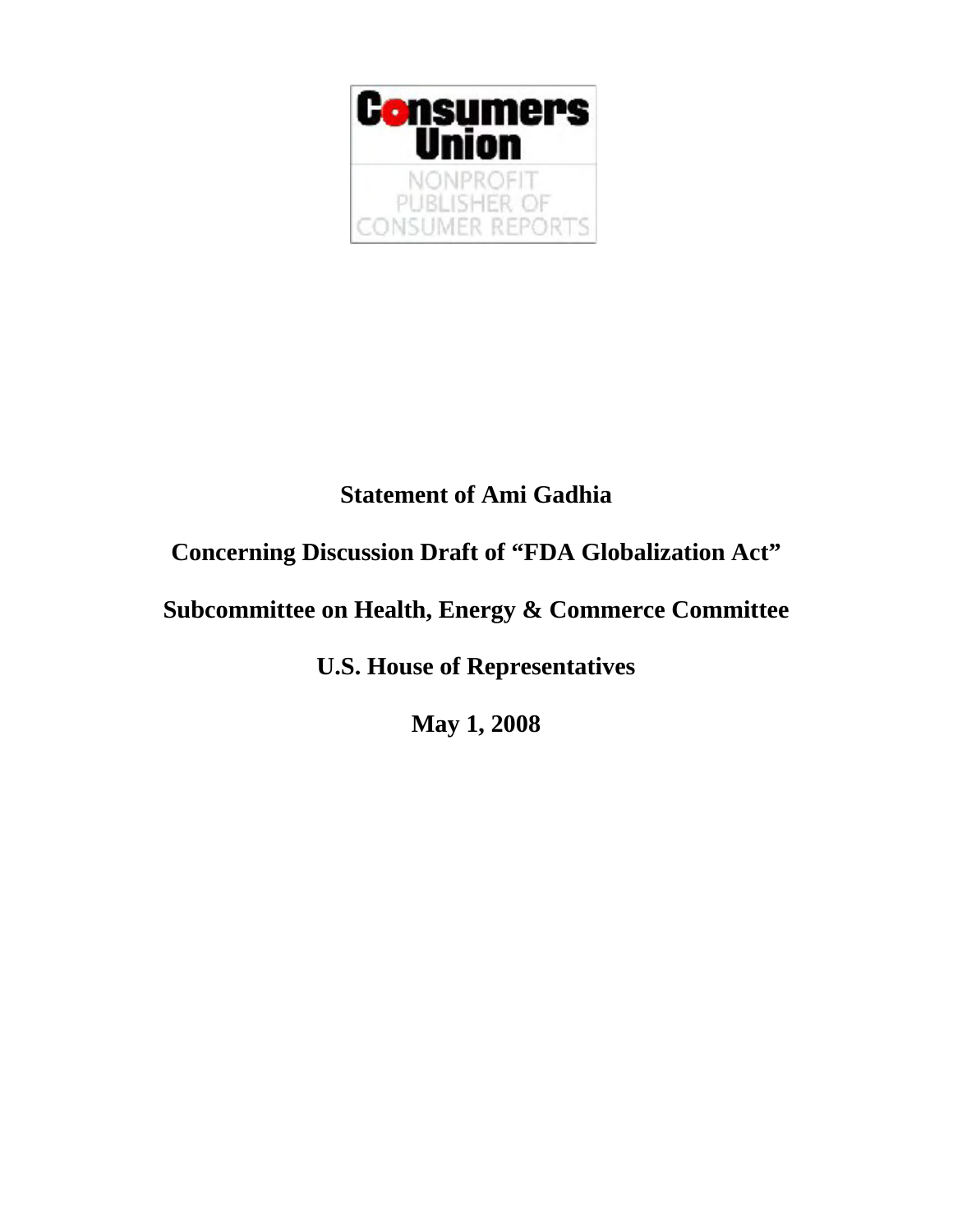Consumers Union

NONPROFIT PUBLISHER OF CONSUMER REPORTS

**Statement of Ami Gadhia**

**Concerning Discussion Draft of "FDA Globalization Act"**

**Subcommittee on Health, Energy & Commerce Committee**

**U.S. House of Representatives**

**May 1, 2008**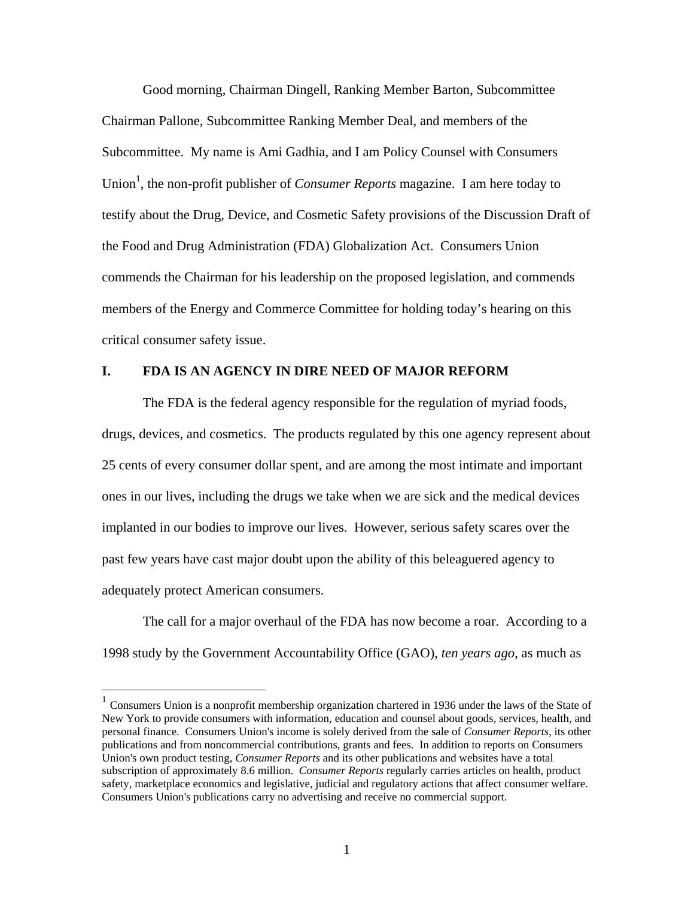Good morning, Chairman Dingell, Ranking Member Barton, Subcommittee Chairman Pallone, Subcommittee Ranking Member Deal, and members of the Subcommittee. My name is Ami Gadhia, and I am Policy Counsel with Consumers Union[1], the non-profit publisher of *Consumer Reports* magazine. I am here today to testify about the Drug, Device, and Cosmetic Safety provisions of the Discussion Draft of the Food and Drug Administration (FDA) Globalization Act. Consumers Union commends the Chairman for his leadership on the proposed legislation, and commends members of the Energy and Commerce Committee for holding today's hearing on this critical consumer safety issue.

## I. FDA IS AN AGENCY IN DIRE NEED OF MAJOR REFORM

The FDA is the federal agency responsible for the regulation of myriad foods, drugs, devices, and cosmetics. The products regulated by this one agency represent about 25 cents of every consumer dollar spent, and are among the most intimate and important ones in our lives, including the drugs we take when we are sick and the medical devices implanted in our bodies to improve our lives. However, serious safety scares over the past few years have cast major doubt upon the ability of this beleaguered agency to adequately protect American consumers.

The call for a major overhaul of the FDA has now become a roar. According to a 1998 study by the Government Accountability Office (GAO), *ten years ago*, as much as

[1] Consumers Union is a nonprofit membership organization chartered in 1936 under the laws of the State of New York to provide consumers with information, education and counsel about goods, services, health, and personal finance. Consumers Union's income is solely derived from the sale of *Consumer Reports*, its other publications and from noncommercial contributions, grants and fees. In addition to reports on Consumers Union's own product testing, *Consumer Reports* and its other publications and websites have a total subscription of approximately 8.6 million. *Consumer Reports* regularly carries articles on health, product safety, marketplace economics and legislative, judicial and regulatory actions that affect consumer welfare. Consumers Union's publications carry no advertising and receive no commercial support.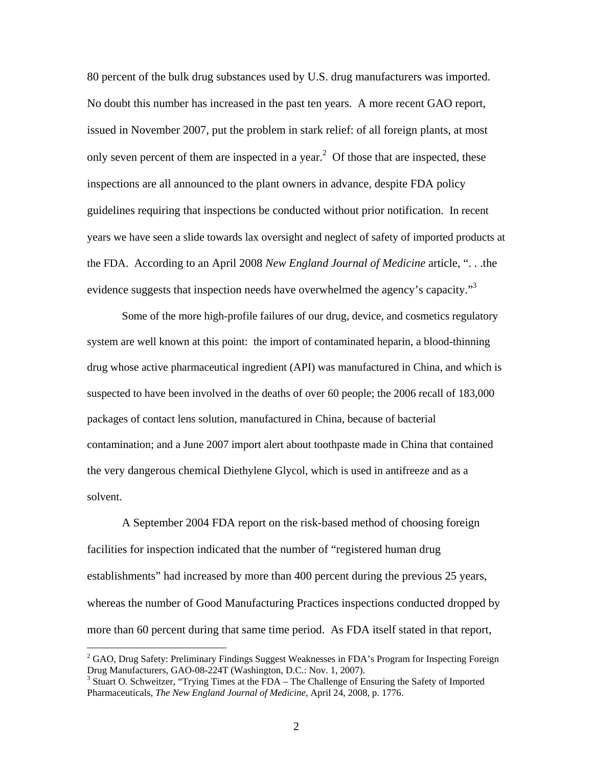80 percent of the bulk drug substances used by U.S. drug manufacturers was imported. No doubt this number has increased in the past ten years. A more recent GAO report, issued in November 2007, put the problem in stark relief: of all foreign plants, at most only seven percent of them are inspected in a year.[2] Of those that are inspected, these inspections are all announced to the plant owners in advance, despite FDA policy guidelines requiring that inspections be conducted without prior notification. In recent years we have seen a slide towards lax oversight and neglect of safety of imported products at the FDA. According to an April 2008 *New England Journal of Medicine* article, ". . .the evidence suggests that inspection needs have overwhelmed the agency's capacity."[3]

Some of the more high-profile failures of our drug, device, and cosmetics regulatory system are well known at this point: the import of contaminated heparin, a blood-thinning drug whose active pharmaceutical ingredient (API) was manufactured in China, and which is suspected to have been involved in the deaths of over 60 people; the 2006 recall of 183,000 packages of contact lens solution, manufactured in China, because of bacterial contamination; and a June 2007 import alert about toothpaste made in China that contained the very dangerous chemical Diethylene Glycol, which is used in antifreeze and as a solvent.

A September 2004 FDA report on the risk-based method of choosing foreign facilities for inspection indicated that the number of "registered human drug establishments" had increased by more than 400 percent during the previous 25 years, whereas the number of Good Manufacturing Practices inspections conducted dropped by more than 60 percent during that same time period. As FDA itself stated in that report,

---

[2] GAO, Drug Safety: Preliminary Findings Suggest Weaknesses in FDA's Program for Inspecting Foreign Drug Manufacturers, GAO-08-224T (Washington, D.C.: Nov. 1, 2007).

[3] Stuart O. Schweitzer, "Trying Times at the FDA – The Challenge of Ensuring the Safety of Imported Pharmaceuticals, *The New England Journal of Medicine*, April 24, 2008, p. 1776.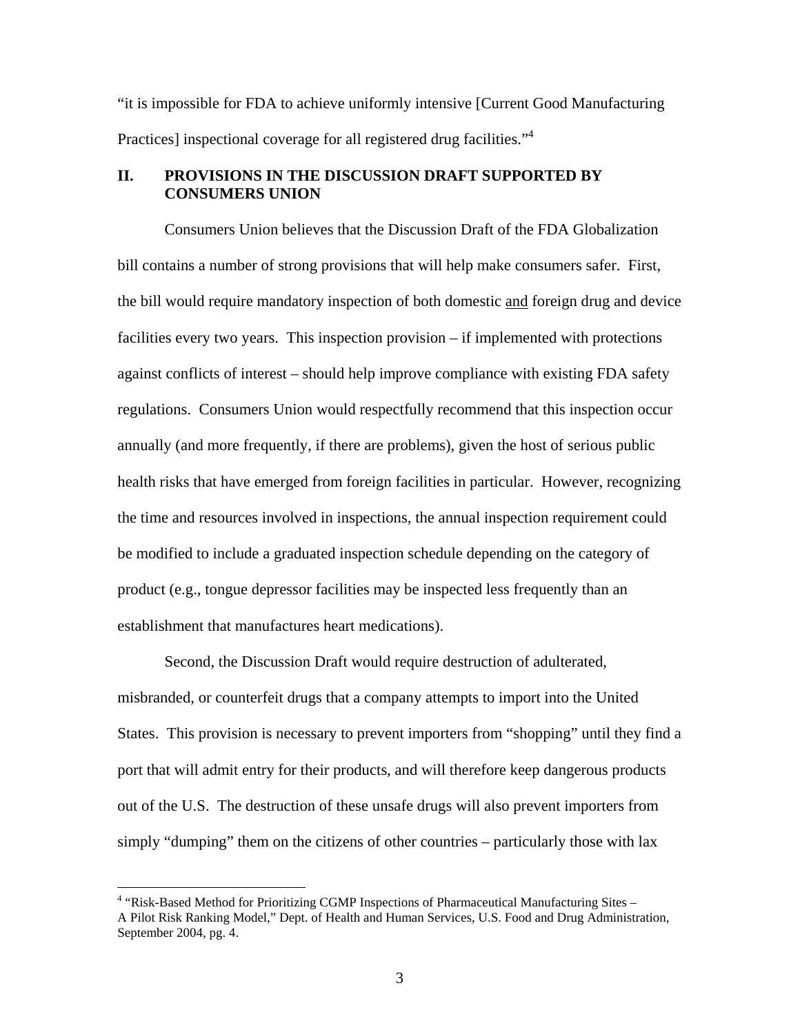"it is impossible for FDA to achieve uniformly intensive [Current Good Manufacturing Practices] inspectional coverage for all registered drug facilities."[4]

## II. PROVISIONS IN THE DISCUSSION DRAFT SUPPORTED BY CONSUMERS UNION

Consumers Union believes that the Discussion Draft of the FDA Globalization bill contains a number of strong provisions that will help make consumers safer. First, the bill would require mandatory inspection of both domestic <u>and</u> foreign drug and device facilities every two years. This inspection provision – if implemented with protections against conflicts of interest – should help improve compliance with existing FDA safety regulations. Consumers Union would respectfully recommend that this inspection occur annually (and more frequently, if there are problems), given the host of serious public health risks that have emerged from foreign facilities in particular. However, recognizing the time and resources involved in inspections, the annual inspection requirement could be modified to include a graduated inspection schedule depending on the category of product (e.g., tongue depressor facilities may be inspected less frequently than an establishment that manufactures heart medications).

Second, the Discussion Draft would require destruction of adulterated, misbranded, or counterfeit drugs that a company attempts to import into the United States. This provision is necessary to prevent importers from "shopping" until they find a port that will admit entry for their products, and will therefore keep dangerous products out of the U.S. The destruction of these unsafe drugs will also prevent importers from simply "dumping" them on the citizens of other countries – particularly those with lax

---

[4] "Risk-Based Method for Prioritizing CGMP Inspections of Pharmaceutical Manufacturing Sites – A Pilot Risk Ranking Model," Dept. of Health and Human Services, U.S. Food and Drug Administration, September 2004, pg. 4.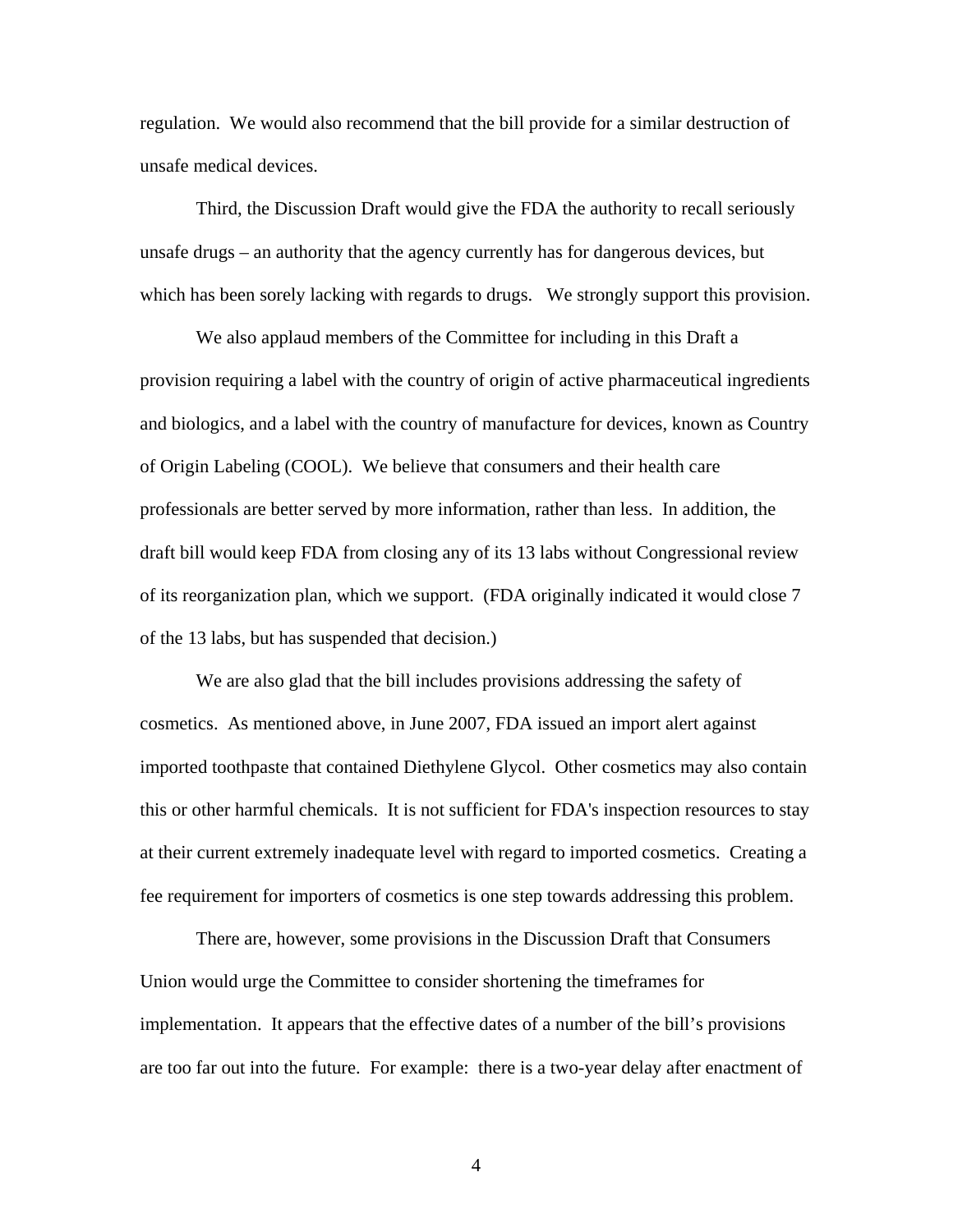regulation. We would also recommend that the bill provide for a similar destruction of unsafe medical devices.

Third, the Discussion Draft would give the FDA the authority to recall seriously unsafe drugs – an authority that the agency currently has for dangerous devices, but which has been sorely lacking with regards to drugs. We strongly support this provision.

We also applaud members of the Committee for including in this Draft a provision requiring a label with the country of origin of active pharmaceutical ingredients and biologics, and a label with the country of manufacture for devices, known as Country of Origin Labeling (COOL). We believe that consumers and their health care professionals are better served by more information, rather than less. In addition, the draft bill would keep FDA from closing any of its 13 labs without Congressional review of its reorganization plan, which we support. (FDA originally indicated it would close 7 of the 13 labs, but has suspended that decision.)

We are also glad that the bill includes provisions addressing the safety of cosmetics. As mentioned above, in June 2007, FDA issued an import alert against imported toothpaste that contained Diethylene Glycol. Other cosmetics may also contain this or other harmful chemicals. It is not sufficient for FDA's inspection resources to stay at their current extremely inadequate level with regard to imported cosmetics. Creating a fee requirement for importers of cosmetics is one step towards addressing this problem.

There are, however, some provisions in the Discussion Draft that Consumers Union would urge the Committee to consider shortening the timeframes for implementation. It appears that the effective dates of a number of the bill's provisions are too far out into the future. For example: there is a two-year delay after enactment of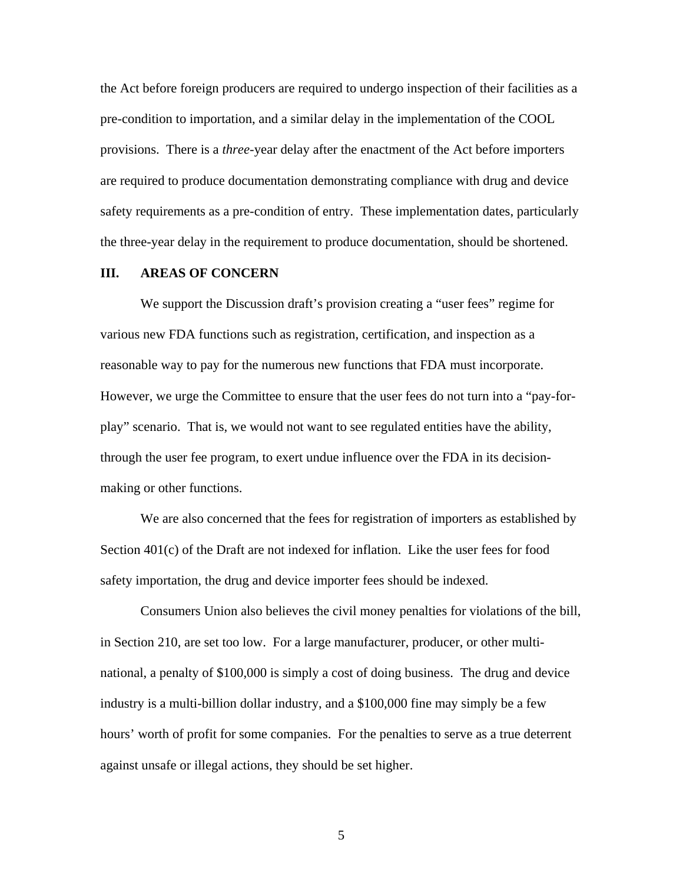the Act before foreign producers are required to undergo inspection of their facilities as a pre-condition to importation, and a similar delay in the implementation of the COOL provisions. There is a *three*-year delay after the enactment of the Act before importers are required to produce documentation demonstrating compliance with drug and device safety requirements as a pre-condition of entry. These implementation dates, particularly the three-year delay in the requirement to produce documentation, should be shortened.

## III. AREAS OF CONCERN

We support the Discussion draft's provision creating a "user fees" regime for various new FDA functions such as registration, certification, and inspection as a reasonable way to pay for the numerous new functions that FDA must incorporate. However, we urge the Committee to ensure that the user fees do not turn into a "pay-for-play" scenario. That is, we would not want to see regulated entities have the ability, through the user fee program, to exert undue influence over the FDA in its decision-making or other functions.

We are also concerned that the fees for registration of importers as established by Section 401(c) of the Draft are not indexed for inflation. Like the user fees for food safety importation, the drug and device importer fees should be indexed.

Consumers Union also believes the civil money penalties for violations of the bill, in Section 210, are set too low. For a large manufacturer, producer, or other multi-national, a penalty of $100,000 is simply a cost of doing business. The drug and device industry is a multi-billion dollar industry, and a $100,000 fine may simply be a few hours' worth of profit for some companies. For the penalties to serve as a true deterrent against unsafe or illegal actions, they should be set higher.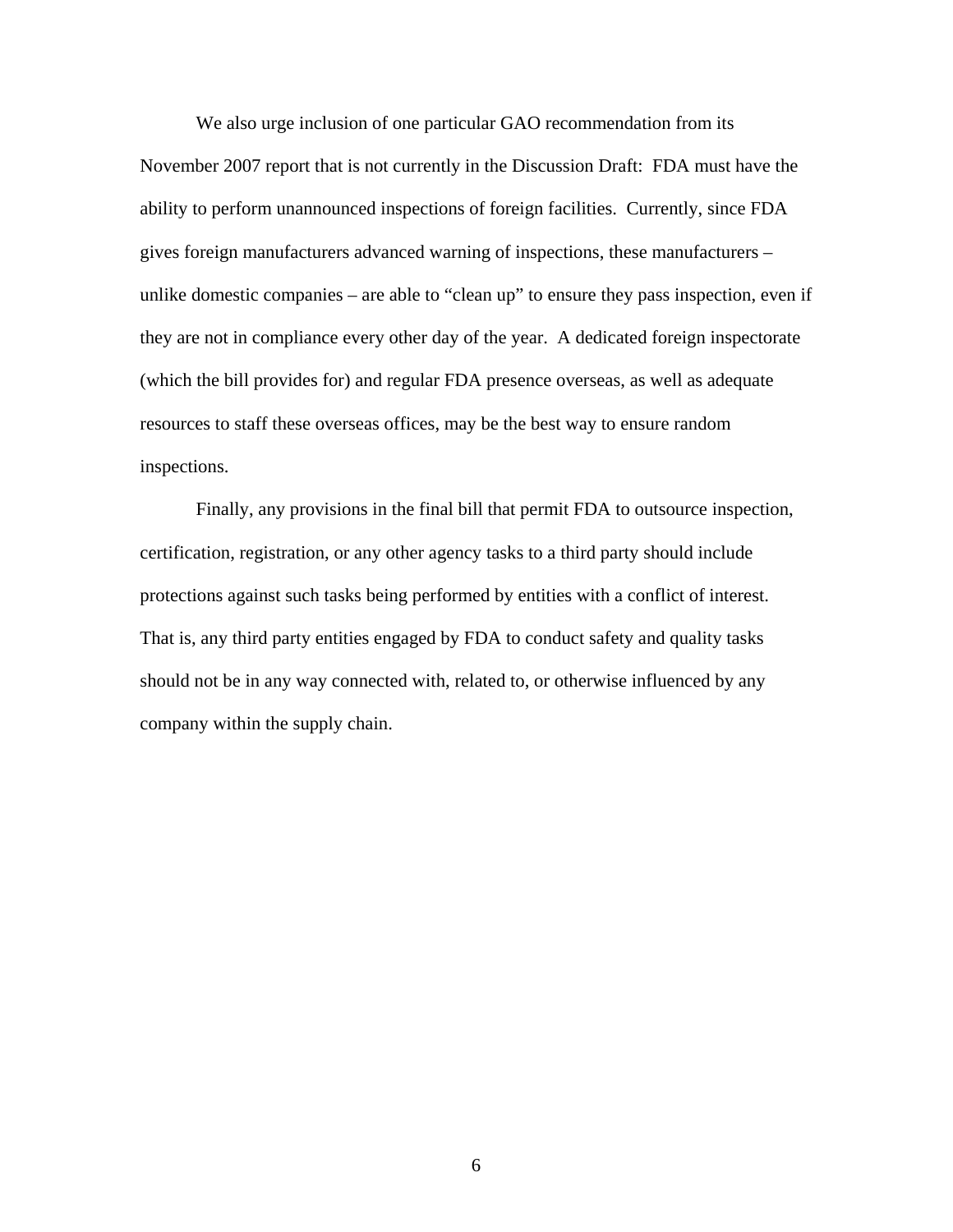We also urge inclusion of one particular GAO recommendation from its November 2007 report that is not currently in the Discussion Draft: FDA must have the ability to perform unannounced inspections of foreign facilities. Currently, since FDA gives foreign manufacturers advanced warning of inspections, these manufacturers – unlike domestic companies – are able to "clean up" to ensure they pass inspection, even if they are not in compliance every other day of the year. A dedicated foreign inspectorate (which the bill provides for) and regular FDA presence overseas, as well as adequate resources to staff these overseas offices, may be the best way to ensure random inspections.

Finally, any provisions in the final bill that permit FDA to outsource inspection, certification, registration, or any other agency tasks to a third party should include protections against such tasks being performed by entities with a conflict of interest. That is, any third party entities engaged by FDA to conduct safety and quality tasks should not be in any way connected with, related to, or otherwise influenced by any company within the supply chain.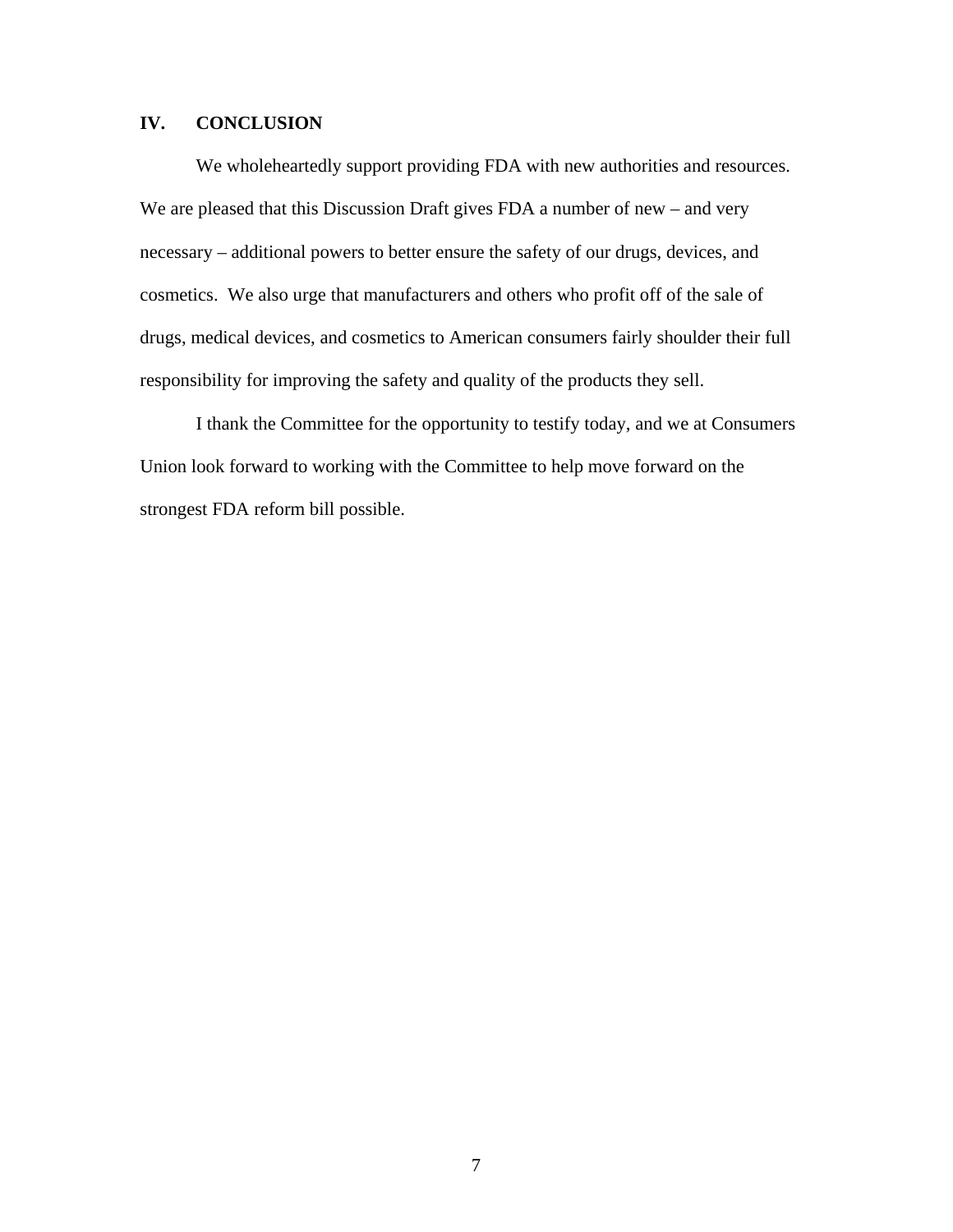## IV. CONCLUSION

We wholeheartedly support providing FDA with new authorities and resources. We are pleased that this Discussion Draft gives FDA a number of new – and very necessary – additional powers to better ensure the safety of our drugs, devices, and cosmetics. We also urge that manufacturers and others who profit off of the sale of drugs, medical devices, and cosmetics to American consumers fairly shoulder their full responsibility for improving the safety and quality of the products they sell.

I thank the Committee for the opportunity to testify today, and we at Consumers Union look forward to working with the Committee to help move forward on the strongest FDA reform bill possible.